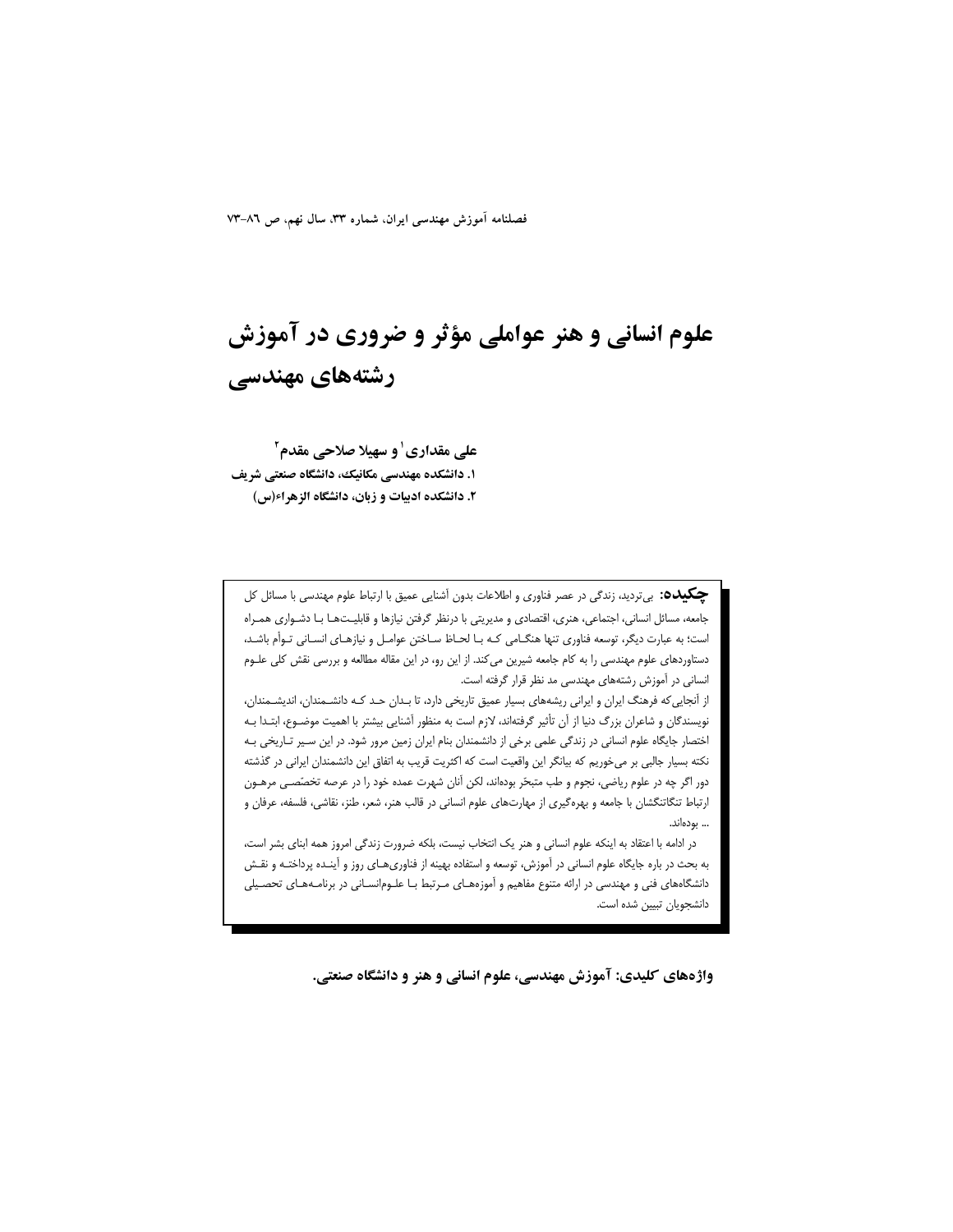# علوم انسانی و هنر عواملی مؤثر و ضروری در آموزش رشته‌های مهندسی

**علی مقداری[1] و سهیلا صلاحی مقدم[2]**

**۱. دانشکده مهندسی مکانیک، دانشگاه صنعتی شریف**

**۲. دانشکده ادبیات و زبان، دانشگاه الزهراء(س)**

**چکیده:** بی‌تردید، زندگی در عصر فناوری و اطلاعات بدون آشنایی عمیق با ارتباط علوم مهندسی با مسائل کل جامعه، مسائل انسانی، اجتماعی، هنری، اقتصادی و مدیریتی با درنظر گرفتن نیازها و قابلیت‌ها با دشواری همراه است؛ به عبارت دیگر، توسعه فناوری تنها هنگامی که با لحاظ ساختن عوامل و نیازهای انسانی توأم باشد، دستاوردهای علوم مهندسی را به کام جامعه شیرین می‌کند. از این رو، در این مقاله مطالعه و بررسی نقش کلی علوم انسانی در آموزش رشته‌های مهندسی مد نظر قرار گرفته است.

از آنجایی‌که فرهنگ ایران و ایرانی ریشه‌های بسیار عمیق تاریخی دارد، تا بدان حد که دانشمندان، اندیشمندان، نویسندگان و شاعران بزرگ دنیا از آن تأثیر گرفته‌اند، لازم است به منظور آشنایی بیشتر با اهمیت موضوع، ابتدا به اختصار جایگاه علوم انسانی در زندگی علمی برخی از دانشمندان بنام ایران زمین مرور شود. در این سیر تاریخی به نکته بسیار جالبی بر می‌خوریم که بیانگر این واقعیت است که اکثریت قریب به اتفاق این دانشمندان ایرانی در گذشته دور اگر چه در علوم ریاضی، نجوم و طب متبحّر بوده‌اند، لکن آنان شهرت عمده خود را در عرصه تخصّصی مرهون ارتباط تنگاتنگشان با جامعه و بهره‌گیری از مهارت‌های علوم انسانی در قالب هنر، شعر، طنز، نقاشی، فلسفه، عرفان و ... بوده‌اند.

در ادامه با اعتقاد به اینکه علوم انسانی و هنر یک انتخاب نیست، بلکه ضرورت زندگی امروز همه ابنای بشر است، به بحث در باره جایگاه علوم انسانی در آموزش، توسعه و استفاده بهینه از فناوری‌های روز و آینده پرداخته و نقش دانشگاه‌های فنی و مهندسی در ارائه متنوع مفاهیم و آموزه‌های مرتبط با علوم‌انسانی در برنامه‌های تحصیلی دانشجویان تبیین شده است.

**واژه‌های کلیدی: آموزش مهندسی، علوم انسانی و هنر و دانشگاه صنعتی.**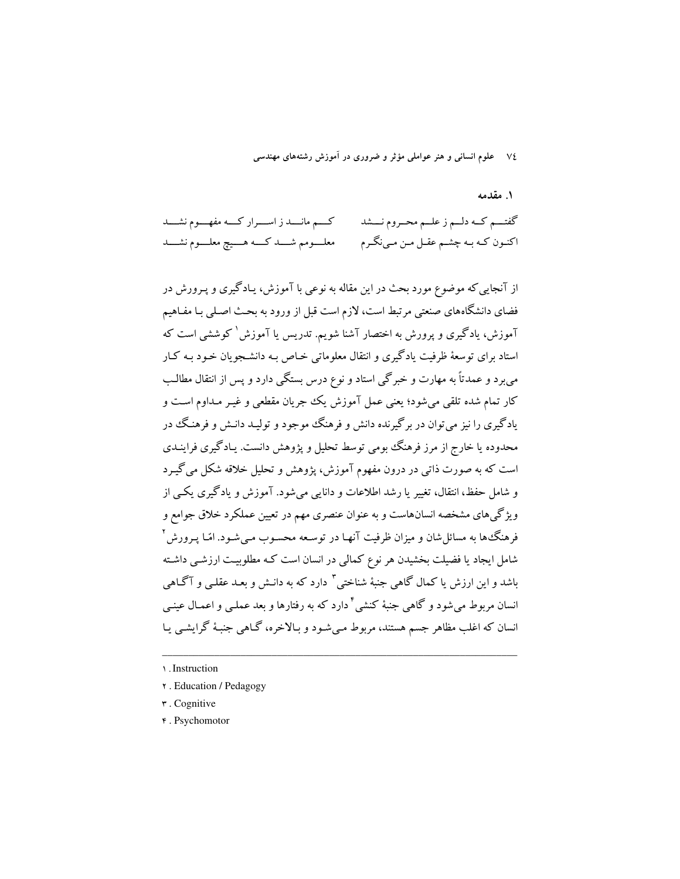## ۱. مقدمه

گفتم که دلم ز علم محروم نشد  کم ماند ز اسرار که مفهوم نشد
اکنون که به چشم عقل من می‌نگرم  معلومم شد که هیچ معلوم نشد

از آنجایی‌که موضوع مورد بحث در این مقاله به نوعی با آموزش، یادگیری و پرورش در فضای دانشگاه‌های صنعتی مرتبط است، لازم است قبل از ورود به بحث اصلی با مفاهیم آموزش، یادگیری و پرورش به اختصار آشنا شویم. تدریس یا آموزش[۱] کوششی است که استاد برای توسعهٔ ظرفیت یادگیری و انتقال معلوماتی خاص به دانشجویان خود به کار می‌برد و عمدتاً به مهارت و خبرگی استاد و نوع درس بستگی دارد و پس از انتقال مطالب کار تمام شده تلقی می‌شود؛ یعنی عمل آموزش یک جریان مقطعی و غیر مداوم است و یادگیری را نیز می‌توان در برگیرنده دانش و فرهنگ موجود و تولید دانش و فرهنگ در محدوده یا خارج از مرز فرهنگ بومی توسط تحلیل و پژوهش دانست. یادگیری فرایندی است که به صورت ذاتی در درون مفهوم آموزش، پژوهش و تحلیل خلاقه شکل می‌گیرد و شامل حفظ، انتقال، تغییر یا رشد اطلاعات و دانایی می‌شود. آموزش و یادگیری یکی از ویژگی‌های مشخصه انسان‌هاست و به عنوان عنصری مهم در تعیین عملکرد خلاق جوامع و فرهنگ‌ها به مسائل‌شان و میزان ظرفیت آنها در توسعه محسوب می‌شود. امّا پرورش[۲] شامل ایجاد یا فضیلت بخشیدن هر نوع کمالی در انسان است که مطلوبیت ارزشی داشته باشد و این ارزش یا کمال گاهی جنبهٔ شناختی[۳] دارد که به دانش و بعد عقلی و آگاهی انسان مربوط می‌شود و گاهی جنبهٔ کنشی[۴] دارد که به رفتارها و بعد عملی و اعمال عینی انسان که اغلب مظاهر جسم هستند، مربوط می‌شود و بالاخره، گاهی جنبهٔ گرایشی یا

---

۱. Instruction
۲. Education / Pedagogy
۳. Cognitive
۴. Psychomotor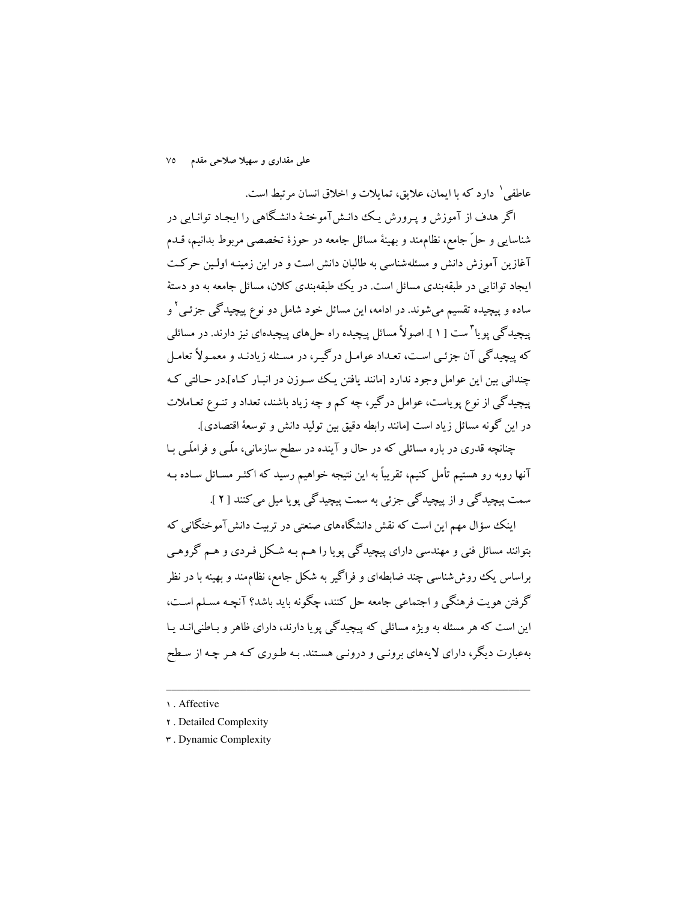عاطفی[1] دارد که با ایمان، علایق، تمایلات و اخلاق انسان مرتبط است.

اگر هدف از آموزش و پرورش یک دانش‌آموختهٔ دانشگاهی را ایجاد توانایی در شناسایی و حلّ جامع، نظام‌مند و بهینهٔ مسائل جامعه در حوزهٔ تخصصی مربوط بدانیم، قدم آغازین آموزش دانش و مسئله‌شناسی به طالبان دانش است و در این زمینه اولین حرکت ایجاد توانایی در طبقه‌بندی مسائل است. در یک طبقه‌بندی کلان، مسائل جامعه به دو دستهٔ ساده و پیچیده تقسیم می‌شوند. در ادامه، این مسائل خود شامل دو نوع پیچیدگی جزئی[2] و پیچیدگی پویا[3] ست [ ۱ ]. اصولاً مسائل پیچیده راه حل‌های پیچیده‌ای نیز دارند. در مسائلی که پیچیدگی آن جزئی است، تعداد عوامل درگیر، در مسئله زیادند و معمولاً تعامل چندانی بین این عوامل وجود ندارد [مانند یافتن یک سوزن در انبار کاه].در حالتی که پیچیدگی از نوع پویاست، عوامل درگیر، چه کم و چه زیاد باشند، تعداد و تنوع تعاملات در این گونه مسائل زیاد است [مانند رابطه دقیق بین تولید دانش و توسعهٔ اقتصادی].

چنانچه قدری در باره مسائلی که در حال و آینده در سطح سازمانی، ملّی و فراملّی با آنها روبه رو هستیم تأمل کنیم، تقریباً به این نتیجه خواهیم رسید که اکثر مسائل ساده به سمت پیچیدگی و از پیچیدگی جزئی به سمت پیچیدگی پویا میل می‌کنند [ ۲ ].

اینک سؤال مهم این است که نقش دانشگاه‌های صنعتی در تربیت دانش‌آموختگانی که بتوانند مسائل فنی و مهندسی دارای پیچیدگی پویا را هم به شکل فردی و هم گروهی براساس یک روش‌شناسی چند ضابطه‌ای و فراگیر به شکل جامع، نظام‌مند و بهینه با در نظر گرفتن هویت فرهنگی و اجتماعی جامعه حل کنند، چگونه باید باشد؟ آنچه مسلم است، این است که هر مسئله به ویژه مسائلی که پیچیدگی پویا دارند، دارای ظاهر و باطنی‌اند یا به‌عبارت دیگر، دارای لایه‌های برونی و درونی هستند. به طوری که هر چه از سطح

---

۱ . Affective

۲ . Detailed Complexity

۳ . Dynamic Complexity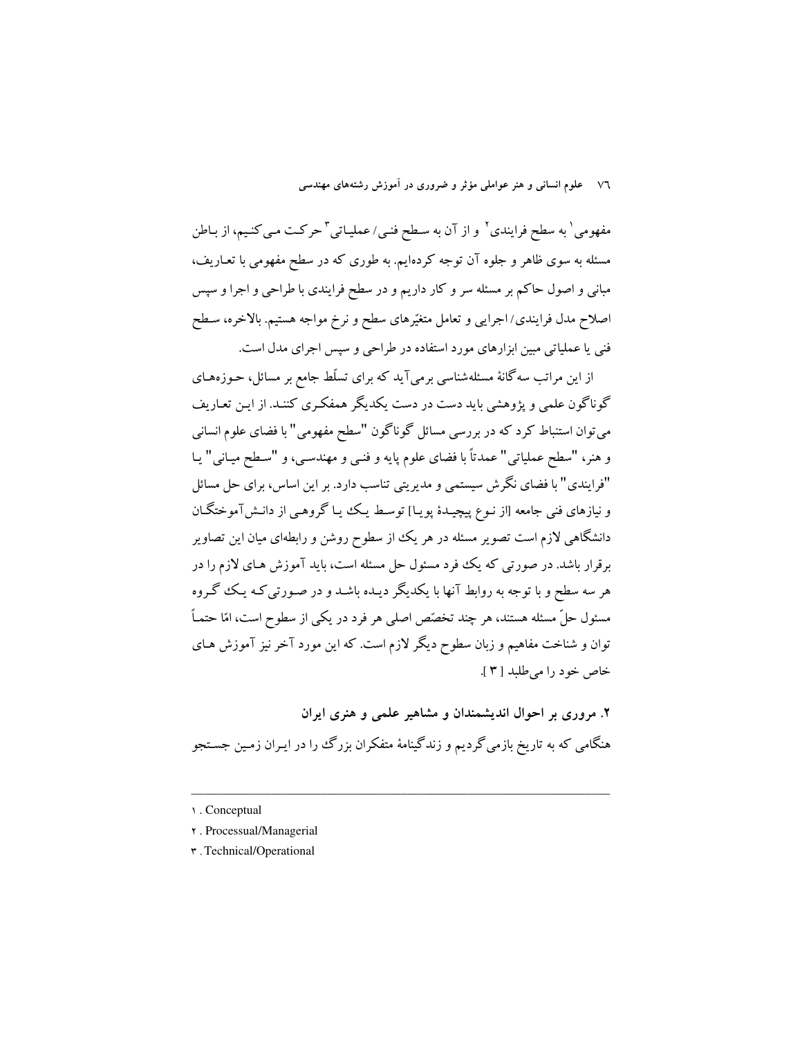مفهومی[1] به سطح فرایندی[2] و از آن به سطح فنی/عملیاتی[3] حرکت می‌کنیم، از باطن مسئله به سوی ظاهر و جلوه آن توجه کرده‌ایم. به طوری که در سطح مفهومی با تعاریف، مبانی و اصول حاکم بر مسئله سر و کار داریم و در سطح فرایندی با طراحی و اجرا و سپس اصلاح مدل فرایندی/اجرایی و تعامل متغیّرهای سطح و نرخ مواجه هستیم. بالاخره، سطح فنی یا عملیاتی مبین ابزارهای مورد استفاده در طراحی و سپس اجرای مدل است.

از این مراتب سه‌گانهٔ مسئله‌شناسی برمی‌آید که برای تسلّط جامع بر مسائل، حوزه‌های گوناگون علمی و پژوهشی باید دست در دست یکدیگر همفکری کنند. از این تعاریف می‌توان استنباط کرد که در بررسی مسائل گوناگون "سطح مفهومی" با فضای علوم انسانی و هنر، "سطح عملیاتی" عمدتاً با فضای علوم پایه و فنی و مهندسی، و "سطح میانی" یا "فرایندی" با فضای نگرش سیستمی و مدیریتی تناسب دارد. بر این اساس، برای حل مسائل و نیازهای فنی جامعه [از نوع پیچیدهٔ پویا] توسط یک یا گروهی از دانش‌آموختگان دانشگاهی لازم است تصویر مسئله در هر یک از سطوح روشن و رابطه‌ای میان این تصاویر برقرار باشد. در صورتی که یک فرد مسئول حل مسئله است، باید آموزش های لازم را در هر سه سطح و با توجه به روابط آنها با یکدیگر دیده باشد و در صورتی‌که یک گروه مسئول حلّ مسئله هستند، هر چند تخصّص اصلی هر فرد در یکی از سطوح است، امّا حتماً توان و شناخت مفاهیم و زبان سطوح دیگر لازم است. که این مورد آخر نیز آموزش های خاص خود را می‌طلبد [ ۳ ].

**۲. مروری بر احوال اندیشمندان و مشاهیر علمی و هنری ایران**

هنگامی که به تاریخ بازمی‌گردیم و زندگینامهٔ متفکران بزرگ را در ایران زمین جستجو

---

[1]. Conceptual

[2]. Processual/Managerial

[3]. Technical/Operational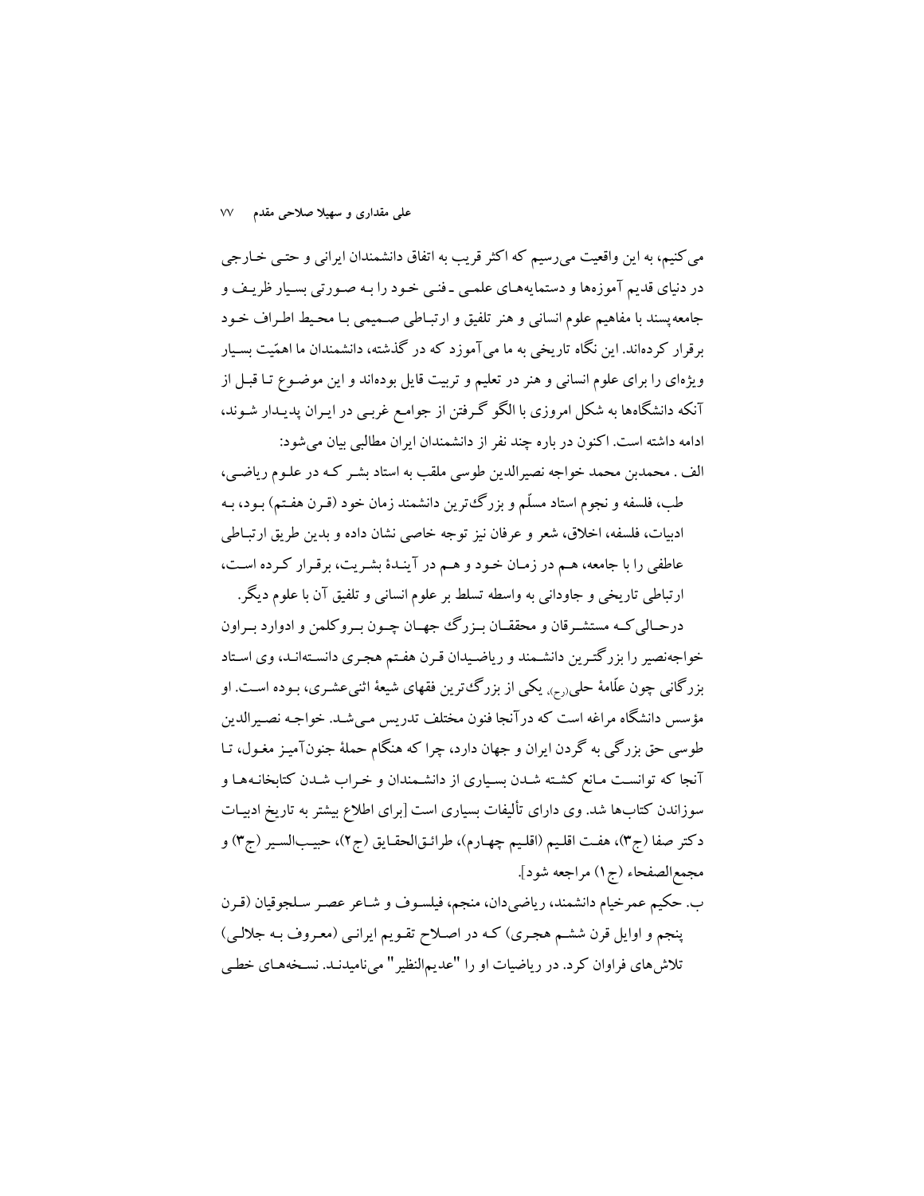می‌کنیم، به این واقعیت می‌رسیم که اکثر قریب به اتفاق دانشمندان ایرانی و حتـی خـارجی در دنیای قدیم آموزه‌ها و دستمایه‌هـای علمـی ـ فنـی خـود را بـه صـورتی بسـیار ظریـف و جامعه‌پسند با مفاهیم علوم انسانی و هنر تلفیق و ارتبـاطی صـمیمی بـا محـیط اطـراف خـود برقرار کرده‌اند. این نگاه تاریخی به ما می‌آموزد که در گذشته، دانشمندان ما اهمّیت بسـیار ویژه‌ای را برای علوم انسانی و هنر در تعلیم و تربیت قایل بوده‌اند و این موضـوع تـا قبـل از آنکه دانشگاه‌ها به شکل امروزی با الگو گـرفتن از جوامـع غربـی در ایـران پدیـدار شـوند، ادامه داشته است. اکنون در باره چند نفر از دانشمندان ایران مطالبی بیان می‌شود:

الف . محمدبن محمد خواجه نصیرالدین طوسی ملقب به استاد بشـر کـه در علـوم ریاضـی، طب، فلسفه و نجوم استاد مسلّم و بزرگ‌ترین دانشمند زمان خود (قـرن هفـتم) بـود، بـه ادبیات، فلسفه، اخلاق، شعر و عرفان نیز توجه خاصی نشان داده و بدین طریق ارتبـاطی عاطفی را با جامعه، هـم در زمـان خـود و هـم در آینـدهٔ بشـریت، برقـرار کـرده اسـت، ارتباطی تاریخی و جاودانی به واسطه تسلط بر علوم انسانی و تلفیق آن با علوم دیگر.

درحـالی‌کـه مستشـرقان و محققـان بـزرگ جهـان چـون بـروکلمن و ادوارد بـراون خواجه‌نصیر را بزرگ‌تـرین دانشـمند و ریاضـیدان قـرن هفـتم هجـری دانسـته‌انـد، وی اسـتاد بزرگانی چون علّامهٔ حلی(رح)، یکی از بزرگ‌ترین فقهای شیعهٔ اثنی‌عشـری، بـوده اسـت. او مؤسس دانشگاه مراغه است که درآنجا فنون مختلف تدریس مـی‌شـد. خواجـه نصـیرالدین طوسی حق بزرگی به گردن ایران و جهان دارد، چرا که هنگام حملهٔ جنون‌آمیـز مغـول، تـا آنجا که توانسـت مـانع کشـته شـدن بسـیاری از دانشـمندان و خـراب شـدن کتابخانـه‌هـا و سوزاندن کتاب‌ها شد. وی دارای تألیفات بسیاری است [برای اطلاع بیشتر به تاریخ ادبیـات دکتر صفا (ج۳)، هفـت اقلـیم (اقلـیم چهـارم)، طرائـق‌الحقـایق (ج۲)، حبیـب‌السـیر (ج۳) و مجمع‌الصفحاء (ج۱) مراجعه شود].

ب. حکیم عمرخیام دانشمند، ریاضی‌دان، منجم، فیلسـوف و شـاعر عصـر سـلجوقیان (قـرن پنجم و اوایل قرن ششـم هجـری) کـه در اصـلاح تقـویم ایرانـی (معـروف بـه جلالـی) تلاش‌های فراوان کرد. در ریاضیات او را "عدیم‌النظیر" می‌نامیدنـد. نسـخه‌هـای خطـی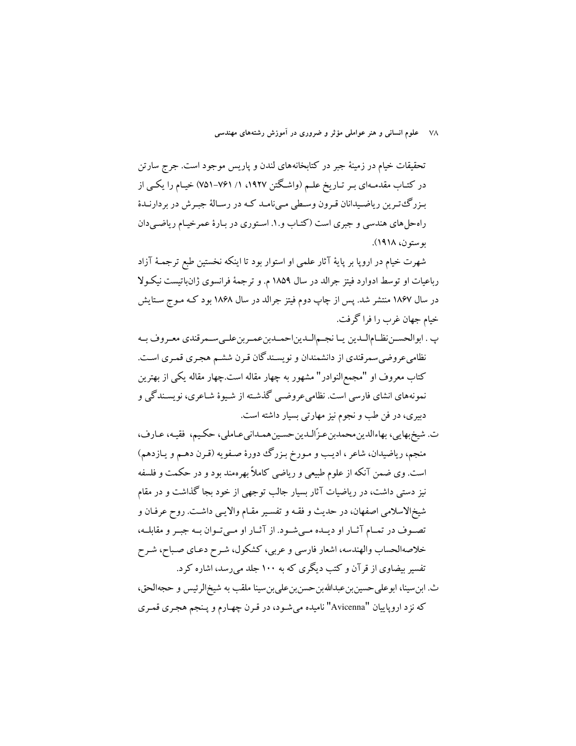تحقیقات خیام در زمینهٔ جبر در کتابخانه‌های لندن و پاریس موجود است. جرج سارتن در کتـاب مقدمـه‌ای بـر تـاریخ علـم (واشـگتن ۱۹۲۷، ۱/ ۷۶۱-۷۵۱) خیـام را یکـی از بـزرگ‌تـرین ریاضـیدانان قـرون وسـطی مـی‌نامـد کـه در رسـالهٔ جبـرش در بردارنـدهٔ راه‌حل‌های هندسی و جبری است (کتـاب و.۱. اسـتوری در بـارهٔ عمرخیـام ریاضـی‌دان بوستون، ۱۹۱۸).

شهرت خیام در اروپا بر پایهٔ آثار علمی او استوار بود تا اینکه نخستین طبع ترجمهٔ آزاد رباعیات او توسط ادوارد فیتز جرالد در سال ۱۸۵۹ م. و ترجمهٔ فرانسوی ژان‌باتیست نیکـولا در سال ۱۸۶۷ منتشر شد. پس از چاپ دوم فیتز جرالد در سال ۱۸۶۸ بود کـه مـوج سـتایش خیام جهان غرب را فرا گرفت.

پ. ابوالحسـن‌نظـام‌الـدین یـا نجـم‌الـدین‌احمـدبن‌عمـربن‌علـی‌سـمرقندی معـروف بـه نظامی‌عروضی‌سمرقندی از دانشمندان و نویسـندگان قـرن ششـم هجـری قمـری اسـت. کتاب معروف او "مجمع‌النوادر" مشهور به چهار مقاله است.چهار مقاله یکی از بهترین نمونه‌های انشای فارسی است. نظامی‌عروضـی گذشـته از شـیوهٔ شـاعری، نویسـندگی و دبیری، در فن طب و نجوم نیز مهارتی بسیار داشته است.

ت. شیخ‌بهایی، بهاءالدین‌محمدبن‌عـزّالـدین‌حسـین‌همـدانی‌عـاملی، حکـیم، فقیـه، عـارف، منجم، ریاضیدان، شاعر، ادیـب و مـورخ بـزرگ دورهٔ صـفویه (قـرن دهـم و یـازدهم) است. وی ضمن آنکه از علوم طبیعی و ریاضی کاملاً بهره‌مند بود و در حکمت و فلسفه نیز دستی داشت، در ریاضیات آثار بسیار جالب توجهی از خود بجا گذاشت و در مقام شیخ‌الاسلامی اصفهان، در حدیث و فقـه و تفسـیر مقـام والایـی داشـت. روح عرفـان و تصـوف در تمـام آثـار او دیـده مـی‌شـود. از آثـار او مـی‌تـوان بـه جبـر و مقابلـه، خلاصه‌الحساب والهندسه، اشعار فارسی و عربی، کشکول، شـرح دعـای صـباح، شـرح تفسیر بیضاوی از قرآن و کتب دیگری که به ۱۰۰ جلد می‌رسد، اشاره کرد.

ث. ابن‌سینا، ابوعلی‌حسین‌بن‌عبدالله‌بن‌حسن‌بن‌علی‌بن‌سینا ملقب به شیخ‌الرئیس و حجه‌الحق، که نزد اروپاییان "Avicenna" نامیده می‌شـود، در قـرن چهـارم و پـنجم هجـری قمـری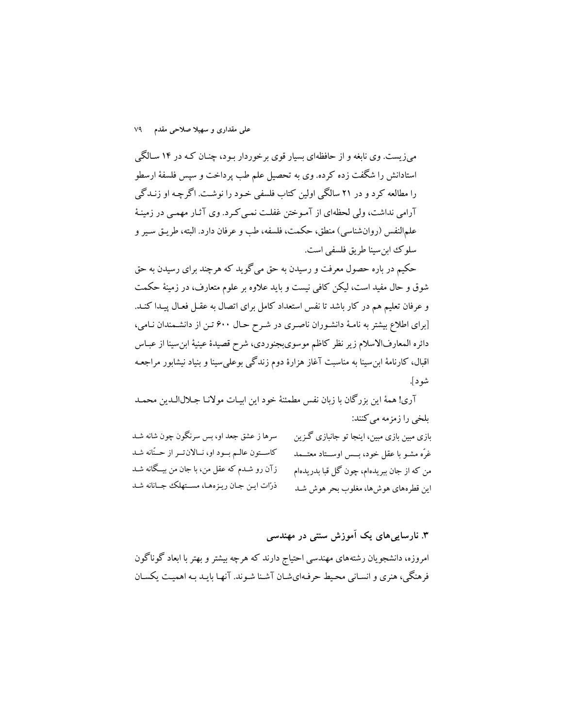می‌زیست. وی نابغه و از حافظه‌ای بسیار قوی برخوردار بود، چنان که در ۱۴ سالگی استادانش را شگفت زده کرده. وی به تحصیل علم طب پرداخت و سپس فلسفهٔ ارسطو را مطالعه کرد و در ۲۱ سالگی اولین کتاب فلسفی خود را نوشت. اگرچه او زندگی آرامی نداشت، ولی لحظه‌ای از آموختن غفلت نمی‌کرد. وی آثار مهمی در زمینهٔ علم‌النفس (روان‌شناسی) منطق، حکمت، فلسفه، طب و عرفان دارد. البته، طریق سیر و سلوک ابن‌سینا طریق فلسفی است.

حکیم در باره حصول معرفت و رسیدن به حق می‌گوید که هرچند برای رسیدن به حق شوق و حال مفید است، لیکن کافی نیست و باید علاوه بر علوم متعارف، در زمینهٔ حکمت و عرفان تعلیم هم در کار باشد تا نفس استعداد کامل برای اتصال به عقل فعال پیدا کند. [برای اطلاع بیشتر به نامهٔ دانشوران ناصری در شرح حال ۶۰۰ تن از دانشمندان نامی، دائره المعارف‌الاسلام زیر نظر کاظم موسوی‌بجنوردی، شرح قصیدهٔ عینیهٔ ابن‌سینا از عباس اقبال، کارنامهٔ ابن‌سینا به مناسبت آغاز هزارهٔ دوم زندگی بوعلی‌سینا و بنیاد نیشابور مراجعه شود].

آری! همهٔ این بزرگان با زبان نفس مطمئنهٔ خود این ابیات مولانا جلال‌الدین محمد بلخی را زمزمه می‌کنند:

بازی مبین بازی مبین، اینجا تو جانبازی گزین ‌‌‌‌‌‌‌‌ سرها ز عشق جعد او، بس سرنگون چون شانه شد

غرّه مشو با عقل خود، بس اوستاد معتمد ‌‌‌‌‌‌‌‌ کاستون عالم بود او، نالان‌تر از حنّانه شد

من که از جان ببریده‌ام، چون گل قبا بدریده‌ام ‌‌‌‌‌‌‌‌ زآن رو شدم که عقل من، با جان من بیگانه شد

این قطره‌های هوش‌ها، مغلوب بحر هوش شد ‌‌‌‌‌‌‌‌ ذرّات این جان ریزه‌ها، مستهلک جانانه شد

## ۳. نارسایی‌های یک آموزش سنتی در مهندسی

امروزه، دانشجویان رشته‌های مهندسی احتیاج دارند که هرچه بیشتر و بهتر با ابعاد گوناگون فرهنگی، هنری و انسانی محیط حرفه‌ای‌شان آشنا شوند. آنها باید به اهمیت یکسان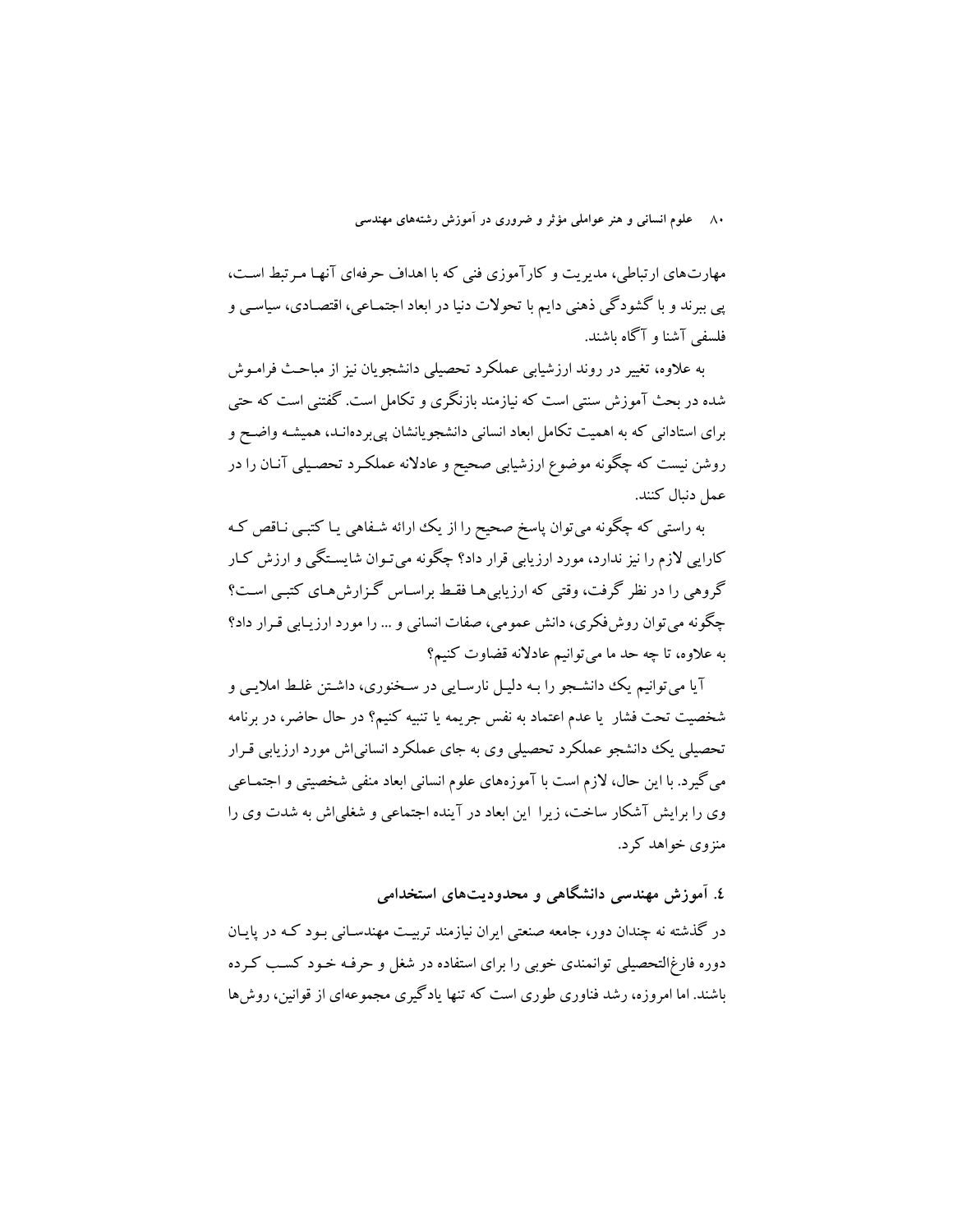مهارت‌های ارتباطی، مدیریت و کارآموزی فنی که با اهداف حرفه‌ای آنها مرتبط است، پی ببرند و با گشودگی ذهنی دایم با تحولات دنیا در ابعاد اجتماعی، اقتصادی، سیاسی و فلسفی آشنا و آگاه باشند.

به علاوه، تغییر در روند ارزشیابی عملکرد تحصیلی دانشجویان نیز از مباحث فراموش شده در بحث آموزش سنتی است که نیازمند بازنگری و تکامل است. گفتنی است که حتی برای استادانی که به اهمیت تکامل ابعاد انسانی دانشجویانشان پی‌برده‌اند، همیشه واضح و روشن نیست که چگونه موضوع ارزشیابی صحیح و عادلانه عملکرد تحصیلی آنان را در عمل دنبال کنند.

به راستی که چگونه می‌توان پاسخ صحیح را از یک ارائه شفاهی یا کتبی ناقص که کارایی لازم را نیز ندارد، مورد ارزیابی قرار داد؟ چگونه می‌توان شایستگی و ارزش کار گروهی را در نظر گرفت، وقتی که ارزیابی‌ها فقط براساس گزارش‌های کتبی است؟ چگونه می‌توان روش‌فکری، دانش عمومی، صفات انسانی و ... را مورد ارزیابی قرار داد؟ به علاوه، تا چه حد ما می‌توانیم عادلانه قضاوت کنیم؟

آیا می‌توانیم یک دانشجو را به دلیل نارسایی در سخنوری، داشتن غلط املایی و شخصیت تحت فشار یا عدم اعتماد به نفس جریمه یا تنبیه کنیم؟ در حال حاضر، در برنامه تحصیلی یک دانشجو عملکرد تحصیلی وی به جای عملکرد انسانی‌اش مورد ارزیابی قرار می‌گیرد. با این حال، لازم است با آموزه‌های علوم انسانی ابعاد منفی شخصیتی و اجتماعی وی را برایش آشکار ساخت، زیرا این ابعاد در آینده اجتماعی و شغلی‌اش به شدت وی را منزوی خواهد کرد.

## ٤. آموزش مهندسی دانشگاهی و محدودیت‌های استخدامی

در گذشته نه چندان دور، جامعه صنعتی ایران نیازمند تربیت مهندسانی بود که در پایان دوره فارغ‌التحصیلی توانمندی خوبی را برای استفاده در شغل و حرفه خود کسب کرده باشند. اما امروزه، رشد فناوری طوری است که تنها یادگیری مجموعه‌ای از قوانین، روش‌ها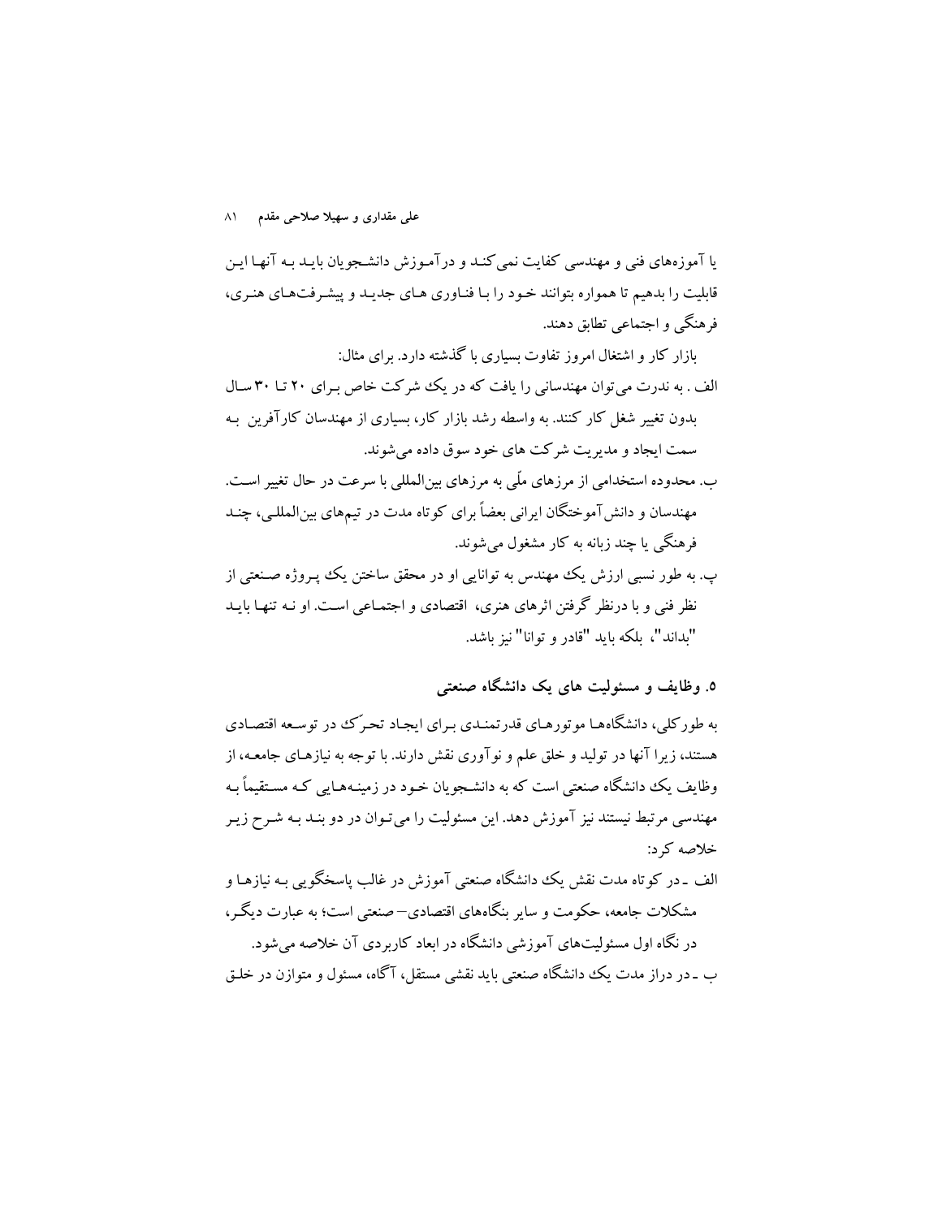یا آموزه‌های فنی و مهندسی کفایت نمی‌کند و درآموزش دانشجویان باید به آنها این قابلیت را بدهیم تا همواره بتوانند خود را با فناوری های جدید و پیشرفت‌های هنری، فرهنگی و اجتماعی تطابق دهند.

بازار کار و اشتغال امروز تفاوت بسیاری با گذشته دارد. برای مثال:

الف . به ندرت می‌توان مهندسانی را یافت که در یک شرکت خاص برای ۲۰ تا ۳۰ سال بدون تغییر شغل کار کنند. به واسطه رشد بازار کار، بسیاری از مهندسان کارآفرین به سمت ایجاد و مدیریت شرکت های خود سوق داده می‌شوند.

ب. محدوده استخدامی از مرزهای ملّی به مرزهای بین‌المللی با سرعت در حال تغییر است. مهندسان و دانش‌آموختگان ایرانی بعضاً برای کوتاه مدت در تیم‌های بین‌المللی، چند فرهنگی یا چند زبانه به کار مشغول می‌شوند.

پ. به طور نسبی ارزش یک مهندس به توانایی او در محقق ساختن یک پروژه صنعتی از نظر فنی و با درنظر گرفتن اثرهای هنری، اقتصادی و اجتماعی است. او نه تنها باید "بداند"، بلکه باید "قادر و توانا" نیز باشد.

## ۵. وظایف و مسئولیت های یک دانشگاه صنعتی

به طورکلی، دانشگاه‌ها موتورهای قدرتمندی برای ایجاد تحرّک در توسعه اقتصادی هستند، زیرا آنها در تولید و خلق علم و نوآوری نقش دارند. با توجه به نیازهای جامعه، از وظایف یک دانشگاه صنعتی است که به دانشجویان خود در زمینه‌هایی که مستقیماً به مهندسی مرتبط نیستند نیز آموزش دهد. این مسئولیت را می‌توان در دو بند به شرح زیر خلاصه کرد:

الف ـ در کوتاه مدت نقش یک دانشگاه صنعتی آموزش در غالب پاسخگویی به نیازها و مشکلات جامعه، حکومت و سایر بنگاه‌های اقتصادی– صنعتی است؛ به عبارت دیگر، در نگاه اول مسئولیت‌های آموزشی دانشگاه در ابعاد کاربردی آن خلاصه می‌شود.

ب ـ در دراز مدت یک دانشگاه صنعتی باید نقشی مستقل، آگاه، مسئول و متوازن در خلق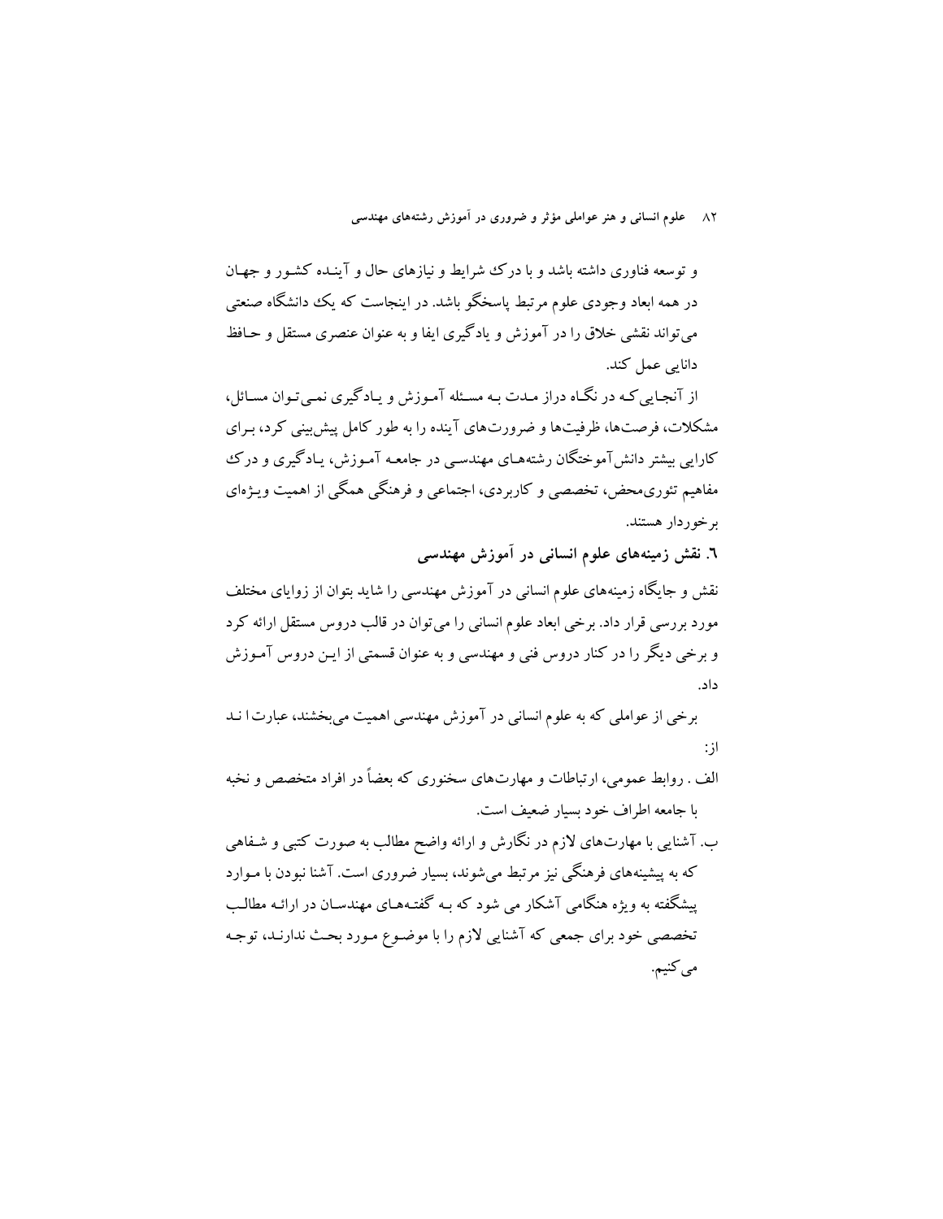و توسعه فناوری داشته باشد و با درک شرایط و نیازهای حال و آینده کشور و جهان در همه ابعاد وجودی علوم مرتبط پاسخگو باشد. در اینجاست که یک دانشگاه صنعتی می‌تواند نقشی خلاق را در آموزش و یادگیری ایفا و به عنوان عنصری مستقل و حافظ دانایی عمل کند.

از آنجایی که در نگاه دراز مدت به مسئله آموزش و یادگیری نمی‌توان مسائل، مشکلات، فرصت‌ها، ظرفیت‌ها و ضرورت‌های آینده را به طور کامل پیش‌بینی کرد، برای کارایی بیشتر دانش‌آموختگان رشته‌های مهندسی در جامعه آموزش، یادگیری و درک مفاهیم تئوری‌محض، تخصصی و کاربردی، اجتماعی و فرهنگی همگی از اهمیت ویژه‌ای برخوردار هستند.

## ۶. نقش زمینه‌های علوم انسانی در آموزش مهندسی

نقش و جایگاه زمینه‌های علوم انسانی در آموزش مهندسی را شاید بتوان از زوایای مختلف مورد بررسی قرار داد. برخی ابعاد علوم انسانی را می‌توان در قالب دروس مستقل ارائه کرد و برخی دیگر را در کنار دروس فنی و مهندسی و به عنوان قسمتی از این دروس آموزش داد.

برخی از عواملی که به علوم انسانی در آموزش مهندسی اهمیت می‌بخشند، عبارت‌اند از:

الف . روابط عمومی، ارتباطات و مهارت‌های سخنوری که بعضاً در افراد متخصص و نخبه با جامعه اطراف خود بسیار ضعیف است.

ب. آشنایی با مهارت‌های لازم در نگارش و ارائه واضح مطالب به صورت کتبی و شفاهی که به پیشینه‌های فرهنگی نیز مرتبط می‌شوند، بسیار ضروری است. آشنا نبودن با موارد پیشگفته به ویژه هنگامی آشکار می شود که به گفته‌های مهندسان در ارائه مطالب تخصصی خود برای جمعی که آشنایی لازم را با موضوع مورد بحث ندارند، توجه می‌کنیم.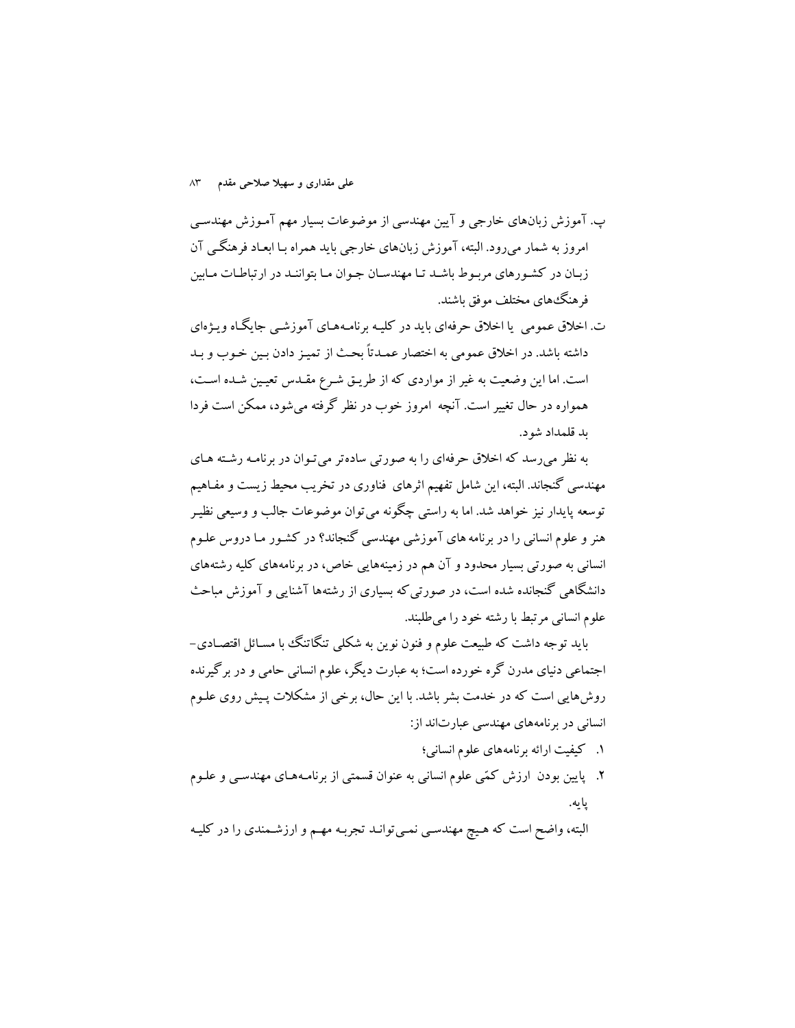پ. آموزش زبان‌های خارجی و آیین مهندسی از موضوعات بسیار مهم آموزش مهندسی امروز به شمار می‌رود. البته، آموزش زبان‌های خارجی باید همراه با ابعاد فرهنگی آن زبان در کشورهای مربوط باشد تا مهندسان جوان ما بتوانند در ارتباطات مابین فرهنگ‌های مختلف موفق باشند.

ت. اخلاق عمومی یا اخلاق حرفه‌ای باید در کلیه برنامه‌های آموزشی جایگاه ویژه‌ای داشته باشد. در اخلاق عمومی به اختصار عمدتاً بحث از تمیز دادن بین خوب و بد است. اما این وضعیت به غیر از مواردی که از طریق شرع مقدس تعیین شده است، همواره در حال تغییر است. آنچه امروز خوب در نظر گرفته می‌شود، ممکن است فردا بد قلمداد شود.

به نظر می‌رسد که اخلاق حرفه‌ای را به صورتی ساده‌تر می‌توان در برنامه رشته های مهندسی گنجاند. البته، این شامل تفهیم اثرهای فناوری در تخریب محیط زیست و مفاهیم توسعه پایدار نیز خواهد شد. اما به راستی چگونه می‌توان موضوعات جالب و وسیعی نظیر هنر و علوم انسانی را در برنامه های آموزشی مهندسی گنجاند؟ در کشور ما دروس علوم انسانی به صورتی بسیار محدود و آن هم در زمینه‌هایی خاص، در برنامه‌های کلیه رشته‌های دانشگاهی گنجانده شده است، در صورتی که بسیاری از رشته‌ها آشنایی و آموزش مباحث علوم انسانی مرتبط با رشته خود را می‌طلبند.

باید توجه داشت که طبیعت علوم و فنون نوین به شکلی تنگاتنگ با مسائل اقتصادی-اجتماعی دنیای مدرن گره خورده است؛ به عبارت دیگر، علوم انسانی حامی و در برگیرنده روش‌هایی است که در خدمت بشر باشد. با این حال، برخی از مشکلات پیش روی علوم انسانی در برنامه‌های مهندسی عبارت‌اند از:

۱. کیفیت ارائه برنامه‌های علوم انسانی؛
۲. پایین بودن ارزش کمّی علوم انسانی به عنوان قسمتی از برنامه‌های مهندسی و علوم پایه.

البته، واضح است که هیچ مهندسی نمی‌تواند تجربه مهم و ارزشمندی را در کلیه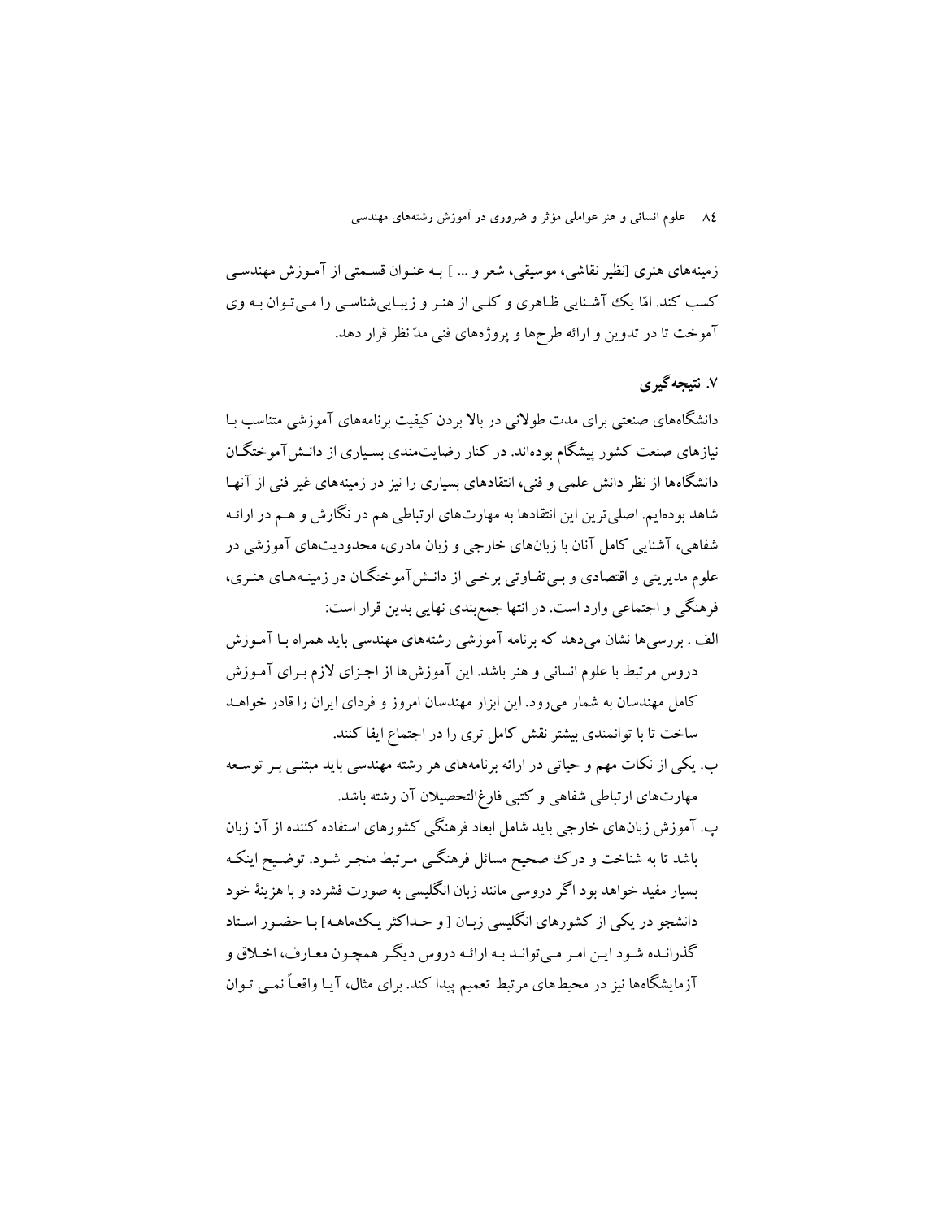زمینه‌های هنری [نظیر نقاشی، موسیقی، شعر و ... ] بـه عنـوان قسـمتی از آمـوزش مهندسـی کسب کند. امّا یکـ آشـنایی ظـاهری و کلـی از هنـر و زیبـایی‌شناسـی را مـی‌تـوان بـه وی آموخت تا در تدوین و ارائه طرح‌ها و پروژه‌های فنی مدّنظر قرار دهد.

## ۷. نتیجه‌گیری

دانشگاه‌های صنعتی برای مدت طولانی در بالا بردن کیفیت برنامه‌های آموزشی متناسب بـا نیازهای صنعت کشور پیشگام بوده‌اند. در کنار رضایت‌مندی بسـیاری از دانـش‌آموختگـان دانشگاه‌ها از نظر دانش علمی و فنی، انتقادهای بسیاری را نیز در زمینه‌های غیر فنی از آنهـا شاهد بوده‌ایم. اصلی‌ترین این انتقادها به مهارت‌های ارتباطی هم در نگارش و هـم در ارائـه شفاهی، آشنایی کامل آنان با زبان‌های خارجی و زبان مادری، محدودیت‌های آموزشی در علوم مدیریتی و اقتصادی و بـی‌تفـاوتی برخـی از دانـش‌آموختگـان در زمینـه‌هـای هنـری، فرهنگی و اجتماعی وارد است. در انتها جمع‌بندی نهایی بدین قرار است:

الف . بررسی‌ها نشان می‌دهد که برنامه آموزشی رشته‌های مهندسی باید همراه بـا آمـوزش دروس مرتبط با علوم انسانی و هنر باشد. این آموزش‌ها از اجـزای لازم بـرای آمـوزش کامل مهندسان به شمار می‌رود. این ابزار مهندسان امروز و فردای ایران را قادر خواهـد ساخت تا با توانمندی بیشتر نقش کامل تری را در اجتماع ایفا کنند.

ب. یکی از نکات مهم و حیاتی در ارائه برنامه‌های هر رشته مهندسی باید مبتنـی بـر توسـعه مهارت‌های ارتباطی شفاهی و کتبی فارغ‌التحصیلان آن رشته باشد.

پ. آموزش زبان‌های خارجی باید شامل ابعاد فرهنگی کشورهای استفاده کننده از آن زبان باشد تا به شناخت و درکـ صحیح مسائل فرهنگـی مـرتبط منجـر شـود. توضـیح اینکـه بسیار مفید خواهد بود اگر دروسی مانند زبان انگلیسی به صورت فشرده و با هزینهٔ خود دانشجو در یکی از کشورهای انگلیسی زبـان [ و حـداکثر یـکـ‌ماهـه] بـا حضـور اسـتاد گذرانـده شـود ایـن امـر مـی‌توانـد بـه ارائـه دروس دیگـر همچـون معـارف، اخـلاق و آزمایشگاه‌ها نیز در محیط‌های مرتبط تعمیم پیدا کند. برای مثال، آیـا واقعـاً نمـی تـوان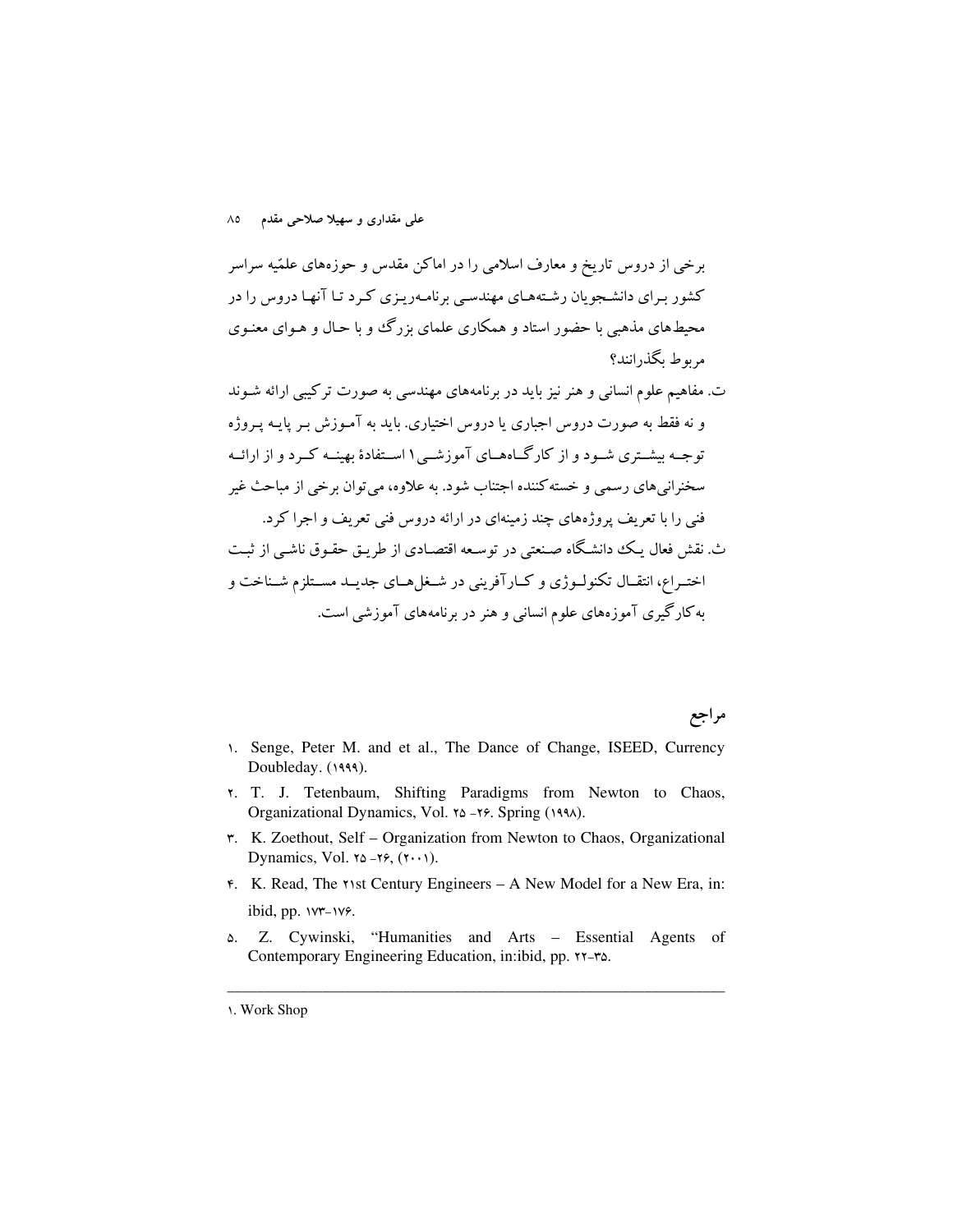برخی از دروس تاریخ و معارف اسلامی را در اماکن مقدس و حوزه‌های علمّیه سراسر کشور بـرای دانشـجویان رشـته‌هـای مهندسـی برنامـه‌ریـزی کـرد تـا آنهـا دروس را در محیط‌های مذهبی با حضور استاد و همکاری علمای بزرگ و با حـال و هـوای معنـوی مربوط بگذرانند؟

ت. مفاهیم علوم انسانی و هنر نیز باید در برنامه‌های مهندسی به صورت ترکیبی ارائه شـوند و نه فقط به صورت دروس اجباری یا دروس اختیاری. باید به آمـوزش بـر پایـه پـروژه توجـه بیشـتری شـود و از کارگـاه‌هـای آموزشـی[1] اسـتفادهٔ بهینـه کـرد و از ارائـه سخنرانی‌های رسمی و خسته‌کننده اجتناب شود. به علاوه، می‌توان برخی از مباحث غیر فنی را با تعریف پروژه‌های چند زمینه‌ای در ارائه دروس فنی تعریف و اجرا کرد.

ث. نقش فعال یـک دانشـگاه صـنعتی در توسـعه اقتصـادی از طریـق حقـوق ناشـی از ثبـت اختـراع، انتقـال تکنولـوژی و کـارآفرینی در شـغل‌هـای جدیـد مسـتلزم شـناخت و به‌کارگیری آموزه‌های علوم انسانی و هنر در برنامه‌های آموزشی است.

## مراجع

۱. Senge, Peter M. and et al., The Dance of Change, ISEED, Currency Doubleday. (۱۹۹۹).

۲. T. J. Tetenbaum, Shifting Paradigms from Newton to Chaos, Organizational Dynamics, Vol. ۲۵ -۲۶. Spring (۱۹۹۸).

۳. K. Zoethout, Self – Organization from Newton to Chaos, Organizational Dynamics, Vol. ۲۵ -۲۶, (۲۰۰۱).

۴. K. Read, The ۲۱st Century Engineers – A New Model for a New Era, in: ibid, pp. ۱۷۳-۱۷۶.

۵. Z. Cywinski, "Humanities and Arts – Essential Agents of Contemporary Engineering Education, in:ibid, pp. ۲۲-۳۵.

---

۱. Work Shop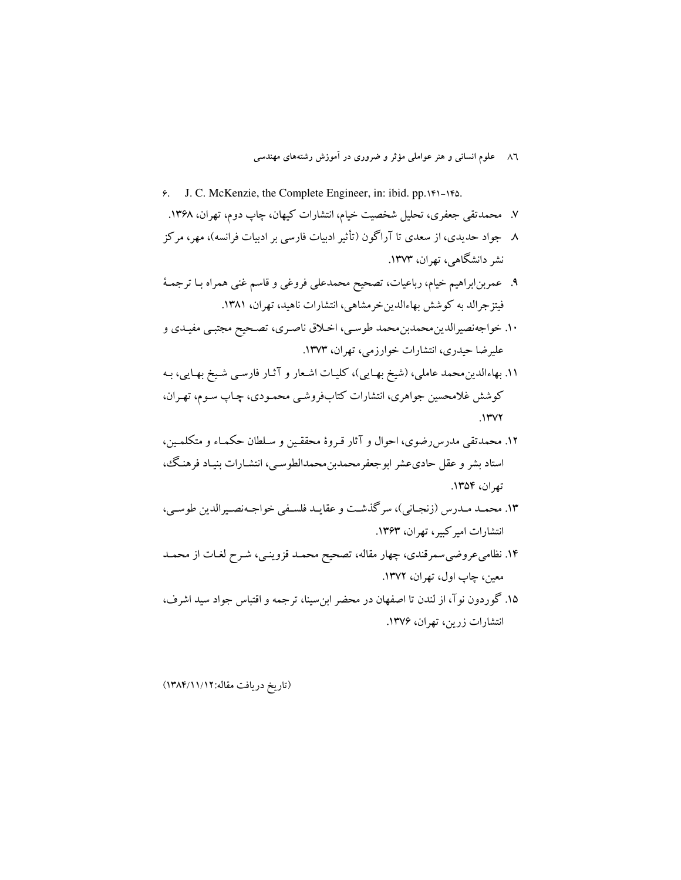6. J. C. McKenzie, the Complete Engineer, in: ibid. pp.۱۴۱-۱۴۵.

۷. محمدتقی جعفری، تحلیل شخصیت خیام، انتشارات کیهان، چاپ دوم، تهران، ۱۳۶۸.

۸. جواد حدیدی، از سعدی تا آراگون (تأثیر ادبیات فارسی بر ادبیات فرانسه)، مهر، مرکز نشر دانشگاهی، تهران، ۱۳۷۳.

۹. عمربن‌ابراهیم خیام، رباعیات، تصحیح محمدعلی فروغی و قاسم غنی همراه با ترجمهٔ فیتزجرالد به کوشش بهاءالدین خرمشاهی، انتشارات ناهید، تهران، ۱۳۸۱.

۱۰. خواجه‌نصیرالدین محمدبن‌محمد طوسی، اخلاق ناصری، تصحیح مجتبی مفیدی و علیرضا حیدری، انتشارات خوارزمی، تهران، ۱۳۷۳.

۱۱. بهاءالدین محمد عاملی، (شیخ بهایی)، کلیات اشعار و آثار فارسی شیخ بهایی، به کوشش غلامحسین جواهری، انتشارات کتاب‌فروشی محمودی، چاپ سوم، تهران، ۱۳۷۲.

۱۲. محمدتقی مدرس‌رضوی، احوال و آثار قروهٔ محققین و سلطان حکماء و متکلمین، استاد بشر و عقل حادی‌عشر ابوجعفرمحمدبن‌محمدالطوسی، انتشارات بنیاد فرهنگ، تهران، ۱۳۵۴.

۱۳. محمد مدرس (زنجانی)، سرگذشت و عقاید فلسفی خواجه‌نصیرالدین طوسی، انتشارات امیرکبیر، تهران، ۱۳۶۳.

۱۴. نظامی‌عروضی‌سمرقندی، چهار مقاله، تصحیح محمد قزوینی، شرح لغات از محمد معین، چاپ اول، تهران، ۱۳۷۲.

۱۵. گوردون نوآ، از لندن تا اصفهان در محضر ابن‌سینا، ترجمه و اقتباس جواد سید اشرف، انتشارات زرین، تهران، ۱۳۷۶.

(تاریخ دریافت مقاله:۱۳۸۴/۱۱/۱۲)